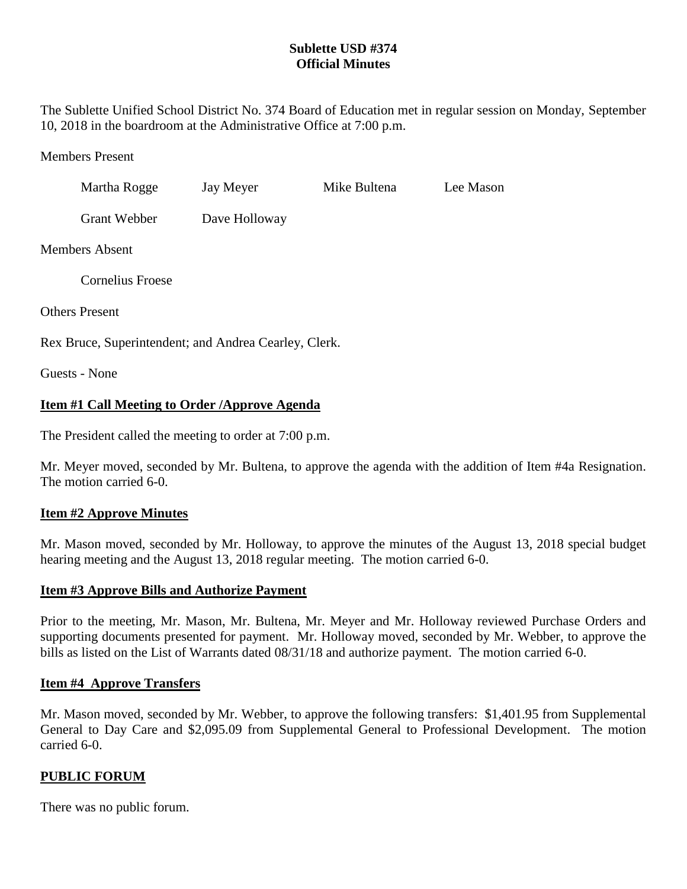**Sublette USD #374**
**Official Minutes**

The Sublette Unified School District No. 374 Board of Education met in regular session on Monday, September 10, 2018 in the boardroom at the Administrative Office at 7:00 p.m.

Members Present

| | | | |
|---|---|---|---|
| Martha Rogge | Jay Meyer | Mike Bultena | Lee Mason |
| Grant Webber | Dave Holloway | | |

Members Absent

Cornelius Froese

Others Present

Rex Bruce, Superintendent; and Andrea Cearley, Clerk.

Guests - None

## Item #1 Call Meeting to Order /Approve Agenda

The President called the meeting to order at 7:00 p.m.

Mr. Meyer moved, seconded by Mr. Bultena, to approve the agenda with the addition of Item #4a Resignation. The motion carried 6-0.

## Item #2 Approve Minutes

Mr. Mason moved, seconded by Mr. Holloway, to approve the minutes of the August 13, 2018 special budget hearing meeting and the August 13, 2018 regular meeting. The motion carried 6-0.

## Item #3 Approve Bills and Authorize Payment

Prior to the meeting, Mr. Mason, Mr. Bultena, Mr. Meyer and Mr. Holloway reviewed Purchase Orders and supporting documents presented for payment. Mr. Holloway moved, seconded by Mr. Webber, to approve the bills as listed on the List of Warrants dated 08/31/18 and authorize payment. The motion carried 6-0.

## Item #4 Approve Transfers

Mr. Mason moved, seconded by Mr. Webber, to approve the following transfers: $1,401.95 from Supplemental General to Day Care and $2,095.09 from Supplemental General to Professional Development. The motion carried 6-0.

## PUBLIC FORUM

There was no public forum.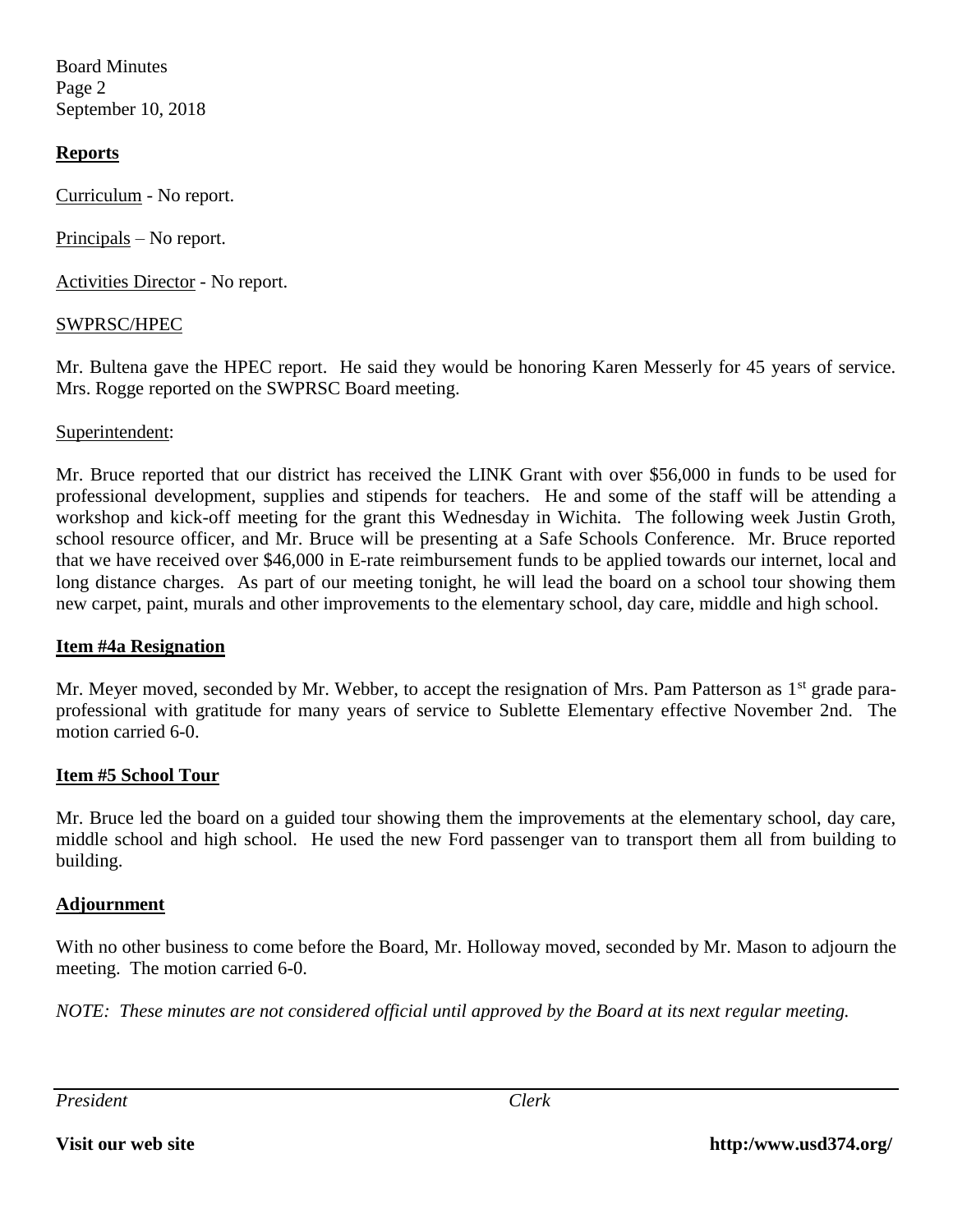**Reports**

Curriculum - No report.

Principals – No report.

Activities Director - No report.

SWPRSC/HPEC

Mr. Bultena gave the HPEC report. He said they would be honoring Karen Messerly for 45 years of service. Mrs. Rogge reported on the SWPRSC Board meeting.

Superintendent:

Mr. Bruce reported that our district has received the LINK Grant with over $56,000 in funds to be used for professional development, supplies and stipends for teachers. He and some of the staff will be attending a workshop and kick-off meeting for the grant this Wednesday in Wichita. The following week Justin Groth, school resource officer, and Mr. Bruce will be presenting at a Safe Schools Conference. Mr. Bruce reported that we have received over $46,000 in E-rate reimbursement funds to be applied towards our internet, local and long distance charges. As part of our meeting tonight, he will lead the board on a school tour showing them new carpet, paint, murals and other improvements to the elementary school, day care, middle and high school.

**Item #4a Resignation**

Mr. Meyer moved, seconded by Mr. Webber, to accept the resignation of Mrs. Pam Patterson as 1st grade para-professional with gratitude for many years of service to Sublette Elementary effective November 2nd. The motion carried 6-0.

**Item #5 School Tour**

Mr. Bruce led the board on a guided tour showing them the improvements at the elementary school, day care, middle school and high school. He used the new Ford passenger van to transport them all from building to building.

**Adjournment**

With no other business to come before the Board, Mr. Holloway moved, seconded by Mr. Mason to adjourn the meeting. The motion carried 6-0.

*NOTE: These minutes are not considered official until approved by the Board at its next regular meeting.*

*President* *Clerk*

**Visit our web site** **http:/www.usd374.org/**